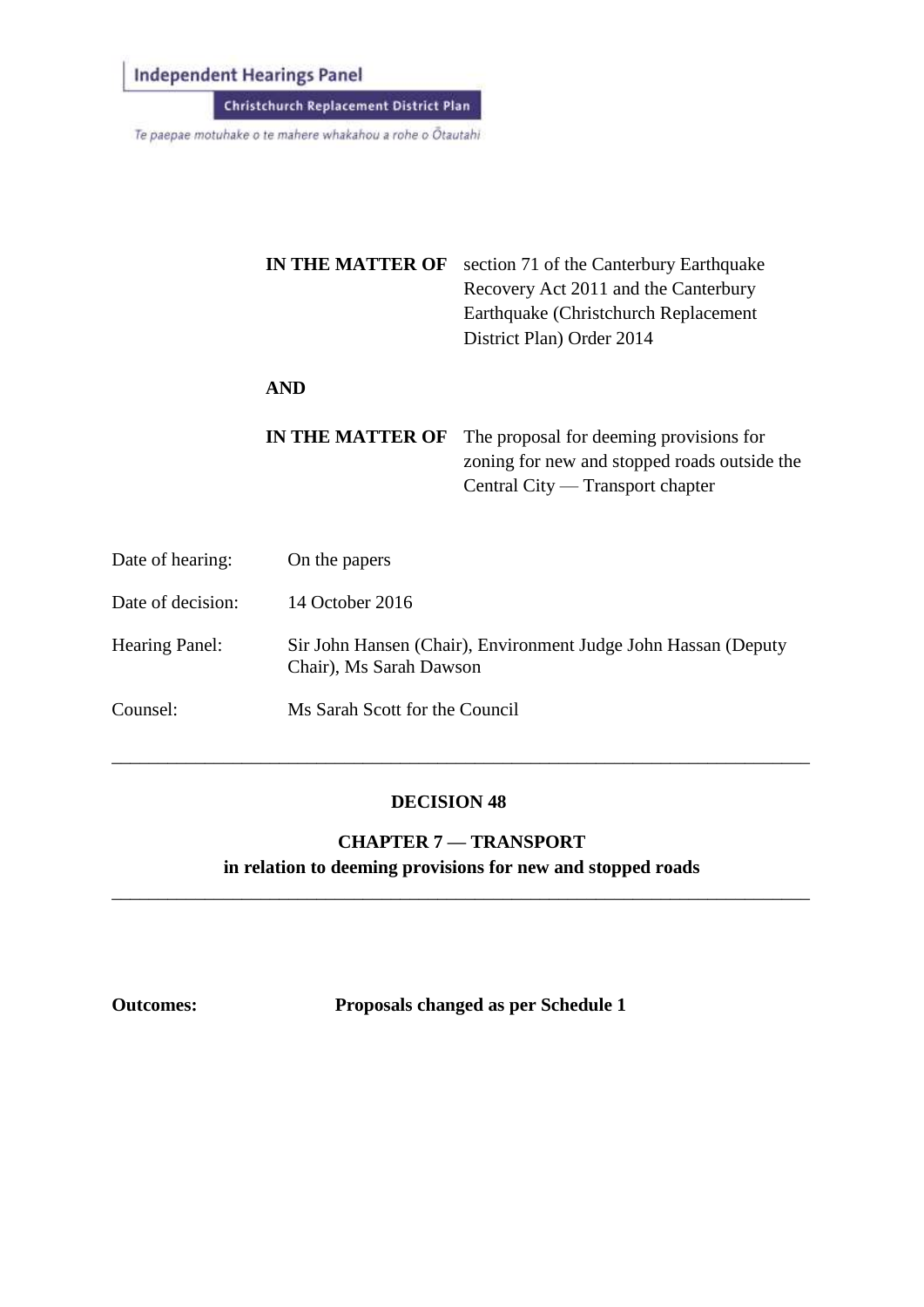Independent Hearings Panel

Christchurch Replacement District Plan

*Te paepae motuhake o te mahere whakahou a rohe o Ōtautahi*

| | |
|---|---|
| **IN THE MATTER OF** | section 71 of the Canterbury Earthquake Recovery Act 2011 and the Canterbury Earthquake (Christchurch Replacement District Plan) Order 2014 |
| **AND** | |
| **IN THE MATTER OF** | The proposal for deeming provisions for zoning for new and stopped roads outside the Central City — Transport chapter |

| | |
|---|---|
| Date of hearing: | On the papers |
| Date of decision: | 14 October 2016 |
| Hearing Panel: | Sir John Hansen (Chair), Environment Judge John Hassan (Deputy Chair), Ms Sarah Dawson |
| Counsel: | Ms Sarah Scott for the Council |

---

## DECISION 48

### CHAPTER 7 — TRANSPORT
### in relation to deeming provisions for new and stopped roads

---

**Outcomes:** **Proposals changed as per Schedule 1**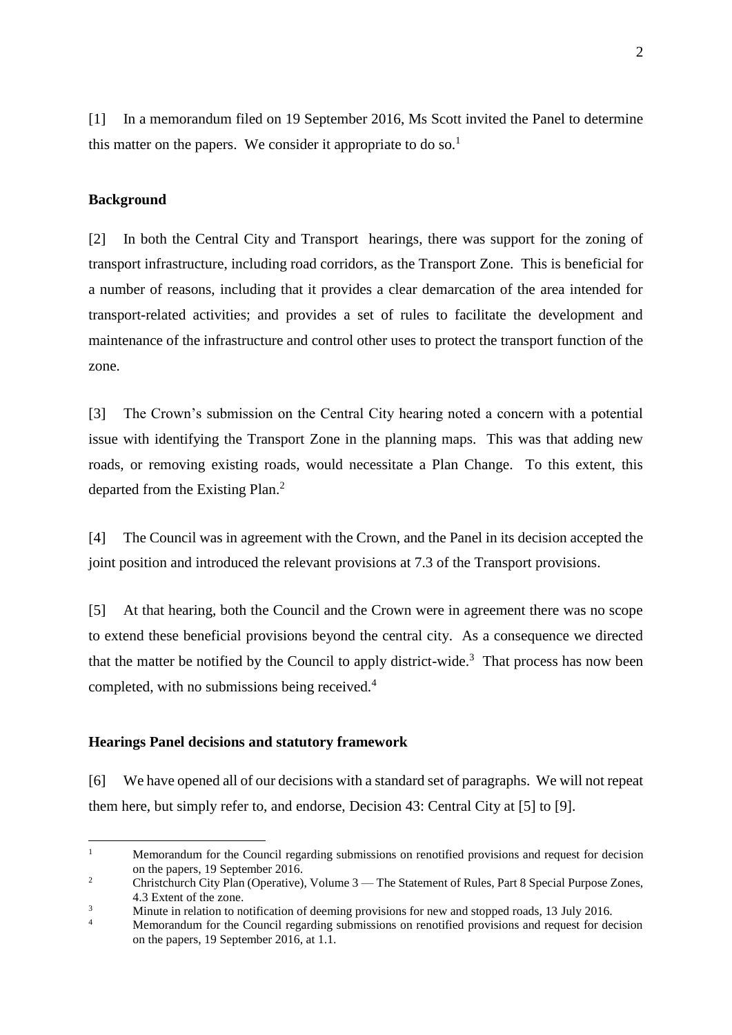[1] In a memorandum filed on 19 September 2016, Ms Scott invited the Panel to determine this matter on the papers. We consider it appropriate to do so.[1]

## Background

[2] In both the Central City and Transport hearings, there was support for the zoning of transport infrastructure, including road corridors, as the Transport Zone. This is beneficial for a number of reasons, including that it provides a clear demarcation of the area intended for transport-related activities; and provides a set of rules to facilitate the development and maintenance of the infrastructure and control other uses to protect the transport function of the zone.

[3] The Crown's submission on the Central City hearing noted a concern with a potential issue with identifying the Transport Zone in the planning maps. This was that adding new roads, or removing existing roads, would necessitate a Plan Change. To this extent, this departed from the Existing Plan.[2]

[4] The Council was in agreement with the Crown, and the Panel in its decision accepted the joint position and introduced the relevant provisions at 7.3 of the Transport provisions.

[5] At that hearing, both the Council and the Crown were in agreement there was no scope to extend these beneficial provisions beyond the central city. As a consequence we directed that the matter be notified by the Council to apply district-wide.[3] That process has now been completed, with no submissions being received.[4]

## Hearings Panel decisions and statutory framework

[6] We have opened all of our decisions with a standard set of paragraphs. We will not repeat them here, but simply refer to, and endorse, Decision 43: Central City at [5] to [9].

---

[1] Memorandum for the Council regarding submissions on renotified provisions and request for decision on the papers, 19 September 2016.

[2] Christchurch City Plan (Operative), Volume 3 — The Statement of Rules, Part 8 Special Purpose Zones, 4.3 Extent of the zone.

[3] Minute in relation to notification of deeming provisions for new and stopped roads, 13 July 2016.

[4] Memorandum for the Council regarding submissions on renotified provisions and request for decision on the papers, 19 September 2016, at 1.1.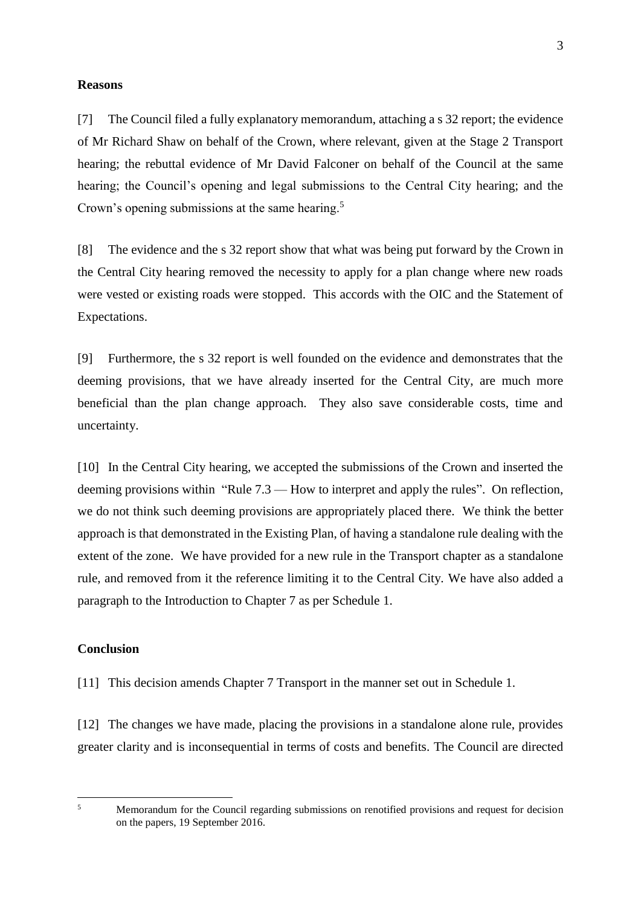## Reasons

[7] The Council filed a fully explanatory memorandum, attaching a s 32 report; the evidence of Mr Richard Shaw on behalf of the Crown, where relevant, given at the Stage 2 Transport hearing; the rebuttal evidence of Mr David Falconer on behalf of the Council at the same hearing; the Council's opening and legal submissions to the Central City hearing; and the Crown's opening submissions at the same hearing.[5]

[8] The evidence and the s 32 report show that what was being put forward by the Crown in the Central City hearing removed the necessity to apply for a plan change where new roads were vested or existing roads were stopped. This accords with the OIC and the Statement of Expectations.

[9] Furthermore, the s 32 report is well founded on the evidence and demonstrates that the deeming provisions, that we have already inserted for the Central City, are much more beneficial than the plan change approach. They also save considerable costs, time and uncertainty.

[10] In the Central City hearing, we accepted the submissions of the Crown and inserted the deeming provisions within "Rule 7.3 — How to interpret and apply the rules". On reflection, we do not think such deeming provisions are appropriately placed there. We think the better approach is that demonstrated in the Existing Plan, of having a standalone rule dealing with the extent of the zone. We have provided for a new rule in the Transport chapter as a standalone rule, and removed from it the reference limiting it to the Central City. We have also added a paragraph to the Introduction to Chapter 7 as per Schedule 1.

## Conclusion

[11] This decision amends Chapter 7 Transport in the manner set out in Schedule 1.

[12] The changes we have made, placing the provisions in a standalone alone rule, provides greater clarity and is inconsequential in terms of costs and benefits. The Council are directed

---

[5] Memorandum for the Council regarding submissions on renotified provisions and request for decision on the papers, 19 September 2016.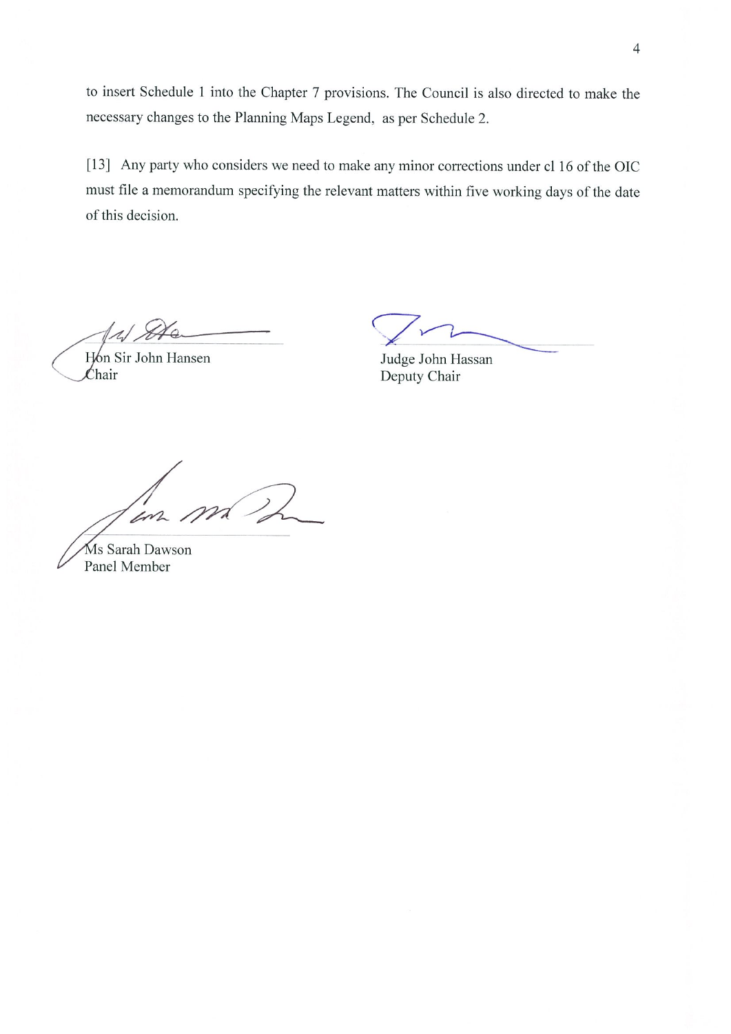to insert Schedule 1 into the Chapter 7 provisions. The Council is also directed to make the necessary changes to the Planning Maps Legend, as per Schedule 2.

[13] Any party who considers we need to make any minor corrections under cl 16 of the OIC must file a memorandum specifying the relevant matters within five working days of the date of this decision.

Hon Sir John Hansen
Chair

Judge John Hassan
Deputy Chair

Ms Sarah Dawson
Panel Member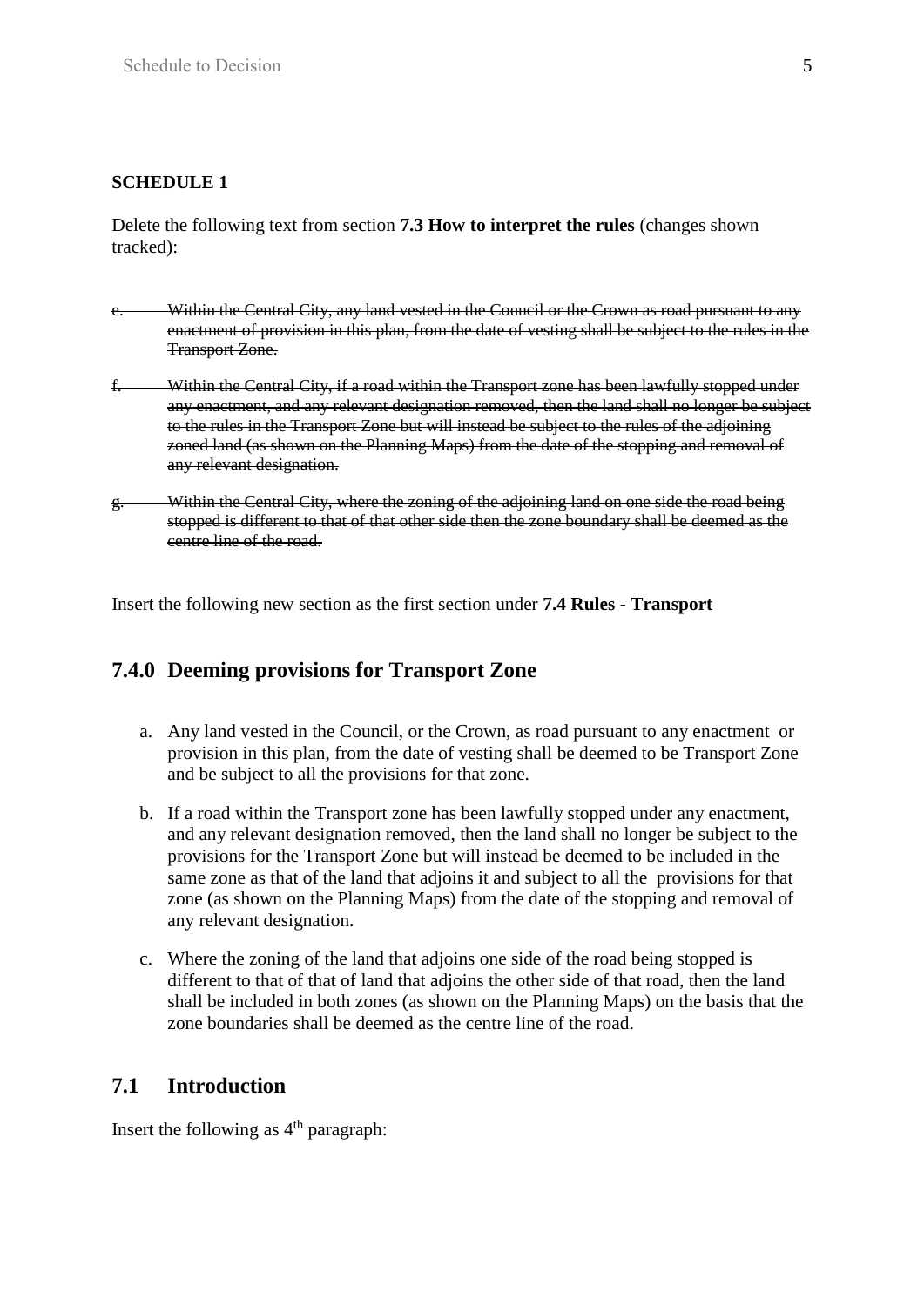**SCHEDULE 1**

Delete the following text from section **7.3 How to interpret the rules** (changes shown tracked):

~~e. Within the Central City, any land vested in the Council or the Crown as road pursuant to any enactment of provision in this plan, from the date of vesting shall be subject to the rules in the Transport Zone.~~

~~f. Within the Central City, if a road within the Transport zone has been lawfully stopped under any enactment, and any relevant designation removed, then the land shall no longer be subject to the rules in the Transport Zone but will instead be subject to the rules of the adjoining zoned land (as shown on the Planning Maps) from the date of the stopping and removal of any relevant designation.~~

~~g. Within the Central City, where the zoning of the adjoining land on one side the road being stopped is different to that of that other side then the zone boundary shall be deemed as the centre line of the road.~~

Insert the following new section as the first section under **7.4 Rules - Transport**

## 7.4.0 Deeming provisions for Transport Zone

a. Any land vested in the Council, or the Crown, as road pursuant to any enactment or provision in this plan, from the date of vesting shall be deemed to be Transport Zone and be subject to all the provisions for that zone.

b. If a road within the Transport zone has been lawfully stopped under any enactment, and any relevant designation removed, then the land shall no longer be subject to the provisions for the Transport Zone but will instead be deemed to be included in the same zone as that of the land that adjoins it and subject to all the provisions for that zone (as shown on the Planning Maps) from the date of the stopping and removal of any relevant designation.

c. Where the zoning of the land that adjoins one side of the road being stopped is different to that of that of land that adjoins the other side of that road, then the land shall be included in both zones (as shown on the Planning Maps) on the basis that the zone boundaries shall be deemed as the centre line of the road.

## 7.1 Introduction

Insert the following as 4th paragraph: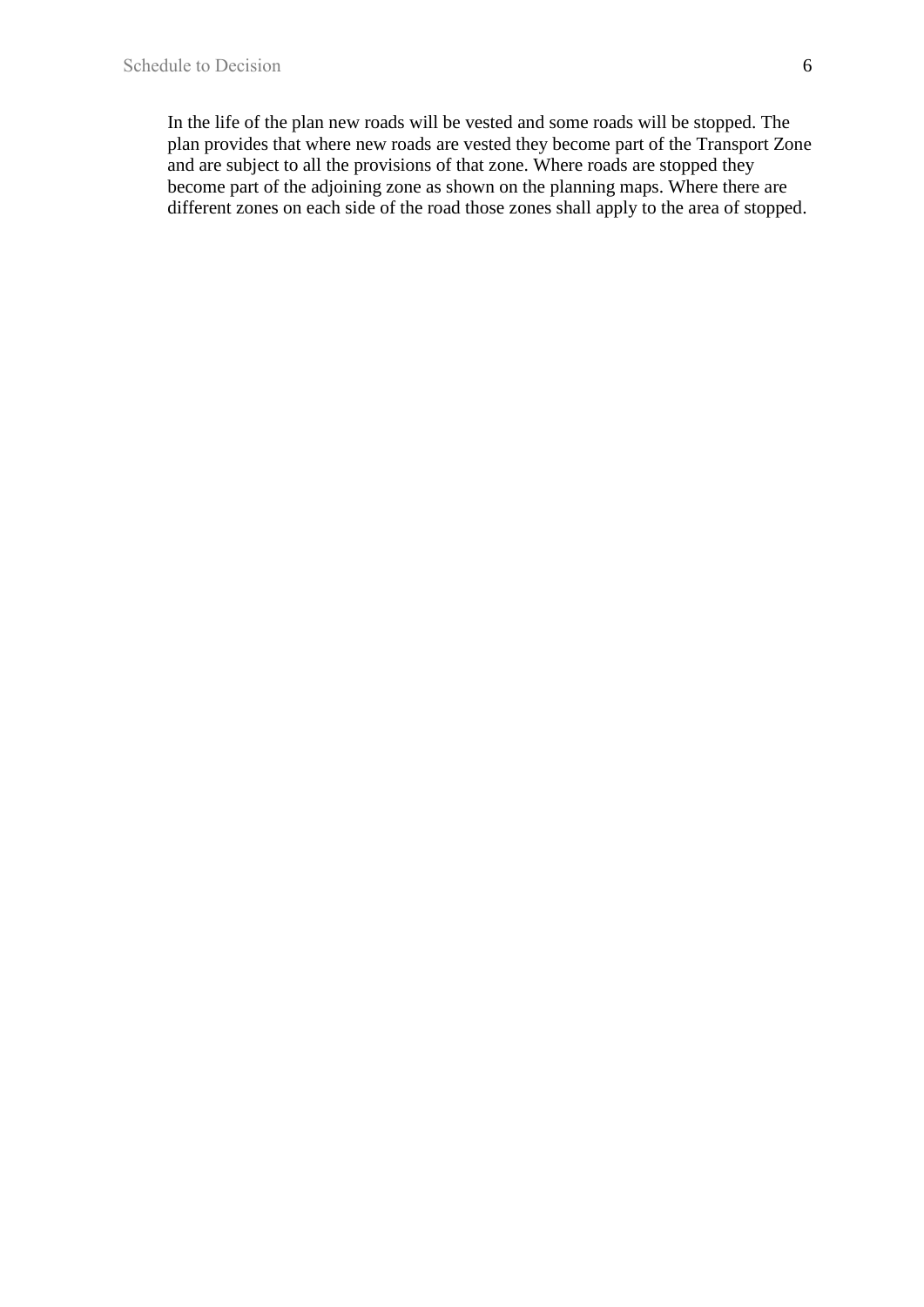In the life of the plan new roads will be vested and some roads will be stopped. The plan provides that where new roads are vested they become part of the Transport Zone and are subject to all the provisions of that zone. Where roads are stopped they become part of the adjoining zone as shown on the planning maps. Where there are different zones on each side of the road those zones shall apply to the area of stopped.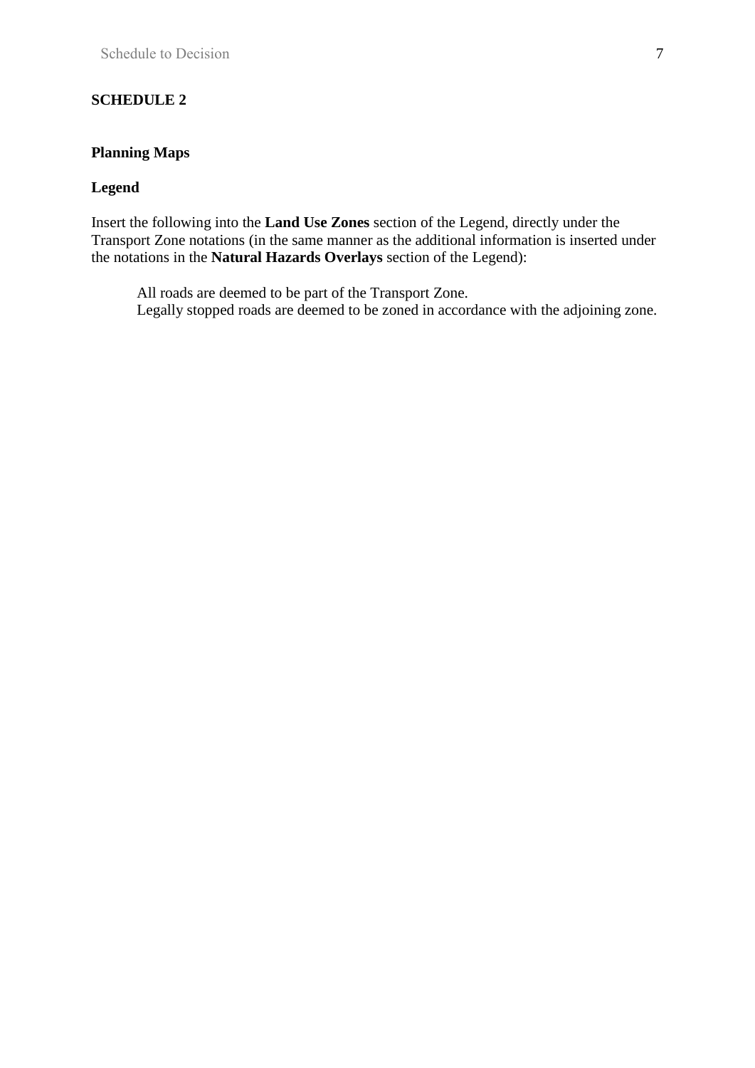**SCHEDULE 2**

**Planning Maps**

**Legend**

Insert the following into the **Land Use Zones** section of the Legend, directly under the Transport Zone notations (in the same manner as the additional information is inserted under the notations in the **Natural Hazards Overlays** section of the Legend):

> All roads are deemed to be part of the Transport Zone.
> Legally stopped roads are deemed to be zoned in accordance with the adjoining zone.